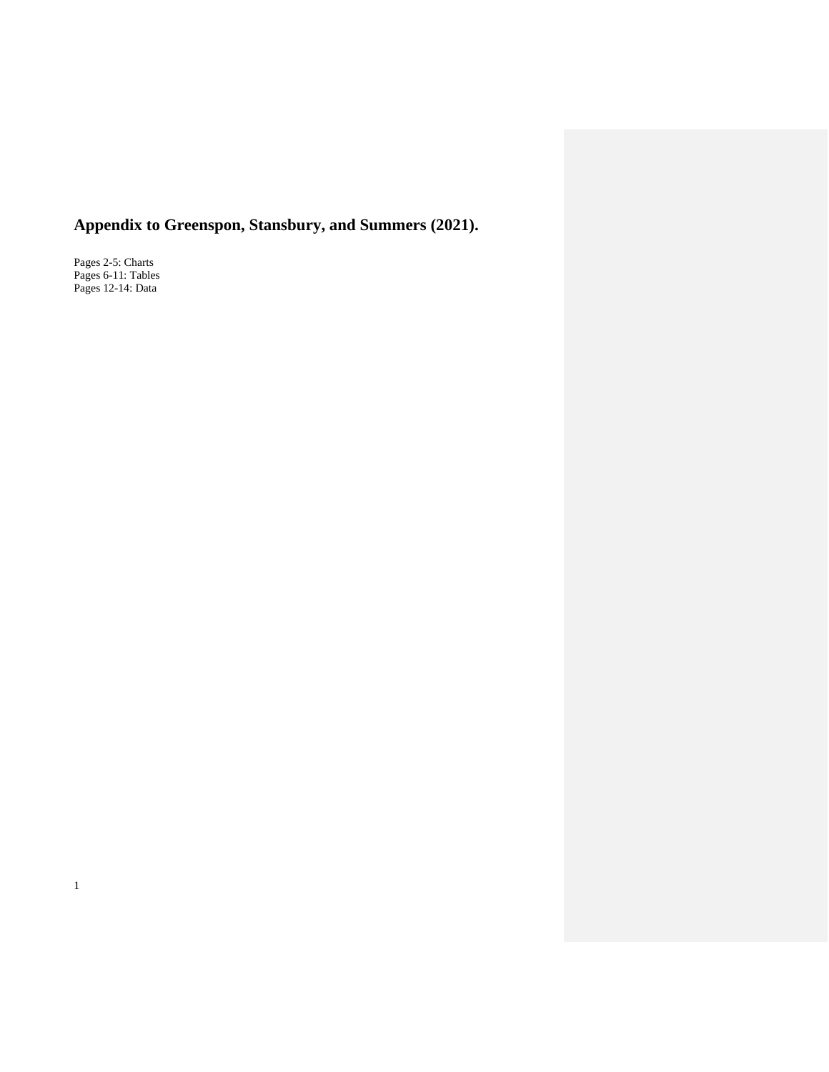# Appendix to Greenspon, Stansbury, and Summers (2021).

Pages 2-5: Charts
Pages 6-11: Tables
Pages 12-14: Data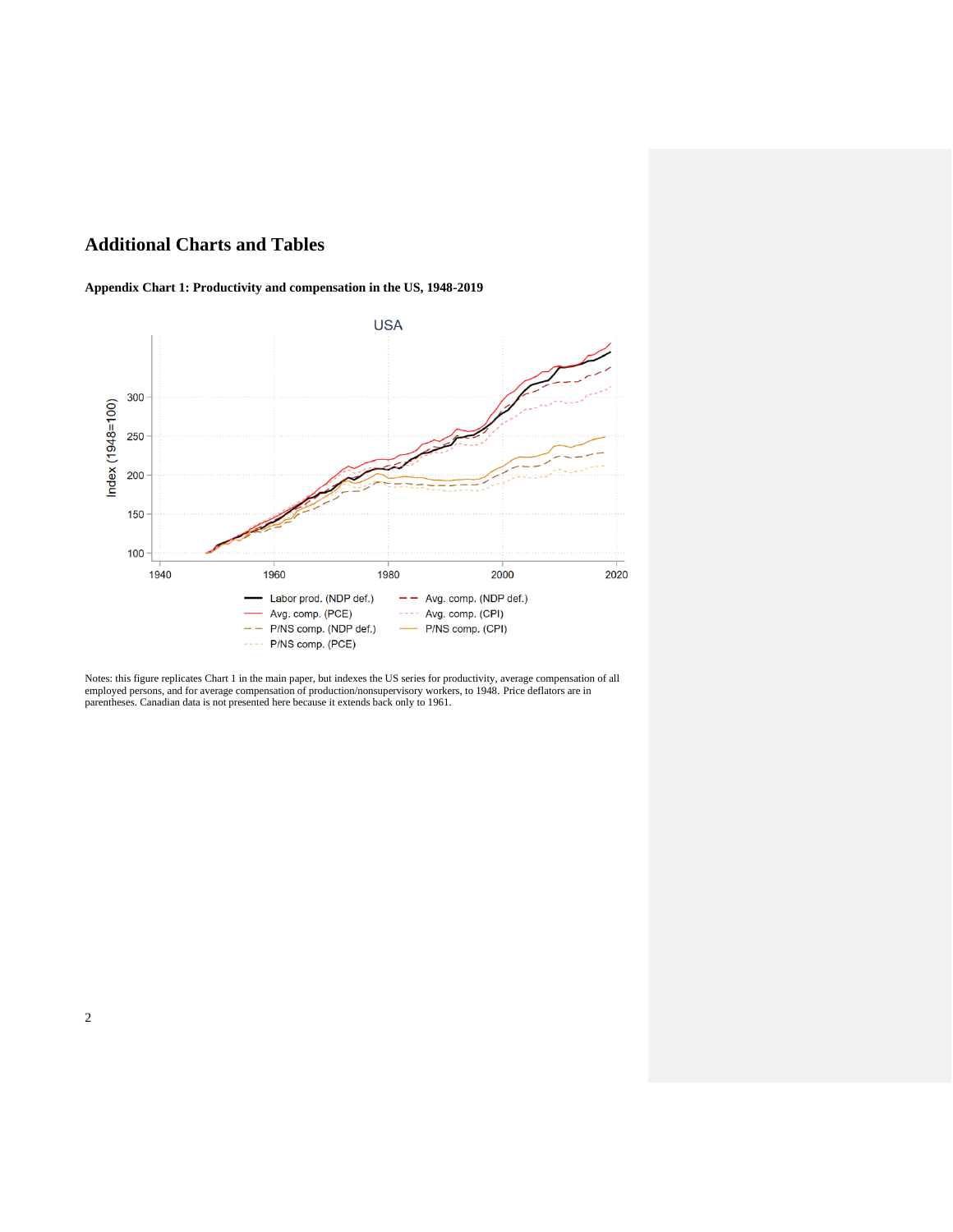# Additional Charts and Tables

**Appendix Chart 1: Productivity and compensation in the US, 1948-2019**

Notes: this figure replicates Chart 1 in the main paper, but indexes the US series for productivity, average compensation of all employed persons, and for average compensation of production/nonsupervisory workers, to 1948. Price deflators are in parentheses. Canadian data is not presented here because it extends back only to 1961.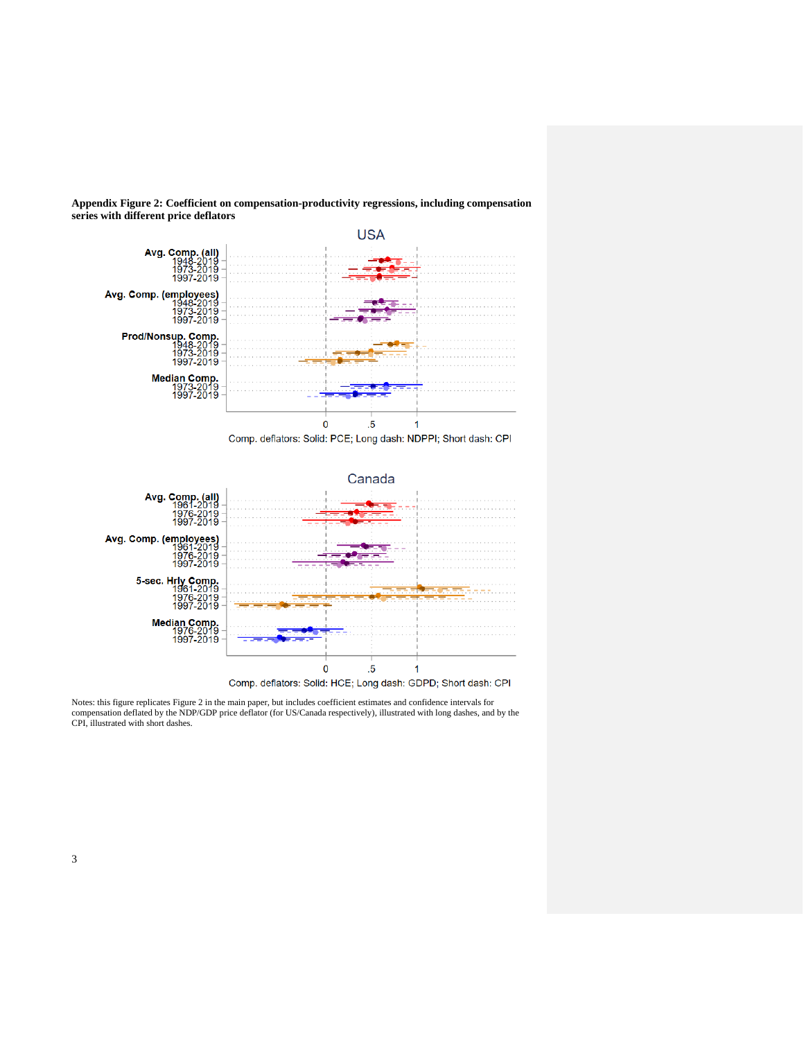**Appendix Figure 2: Coefficient on compensation-productivity regressions, including compensation series with different price deflators**

Notes: this figure replicates Figure 2 in the main paper, but includes coefficient estimates and confidence intervals for compensation deflated by the NDP/GDP price deflator (for US/Canada respectively), illustrated with long dashes, and by the CPI, illustrated with short dashes.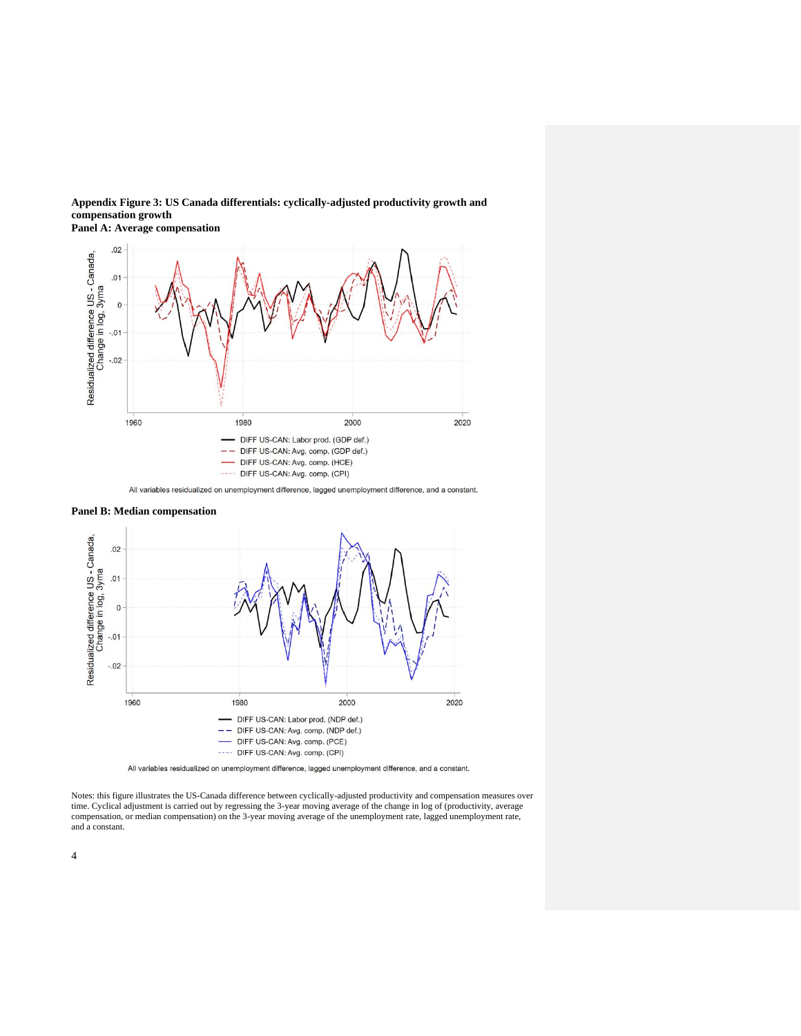**Appendix Figure 3: US Canada differentials: cyclically-adjusted productivity growth and compensation growth**

**Panel A: Average compensation**

All variables residualized on unemployment difference, lagged unemployment difference, and a constant.

**Panel B: Median compensation**

All variables residualized on unemployment difference, lagged unemployment difference, and a constant.

Notes: this figure illustrates the US-Canada difference between cyclically-adjusted productivity and compensation measures over time. Cyclical adjustment is carried out by regressing the 3-year moving average of the change in log of (productivity, average compensation, or median compensation) on the 3-year moving average of the unemployment rate, lagged unemployment rate, and a constant.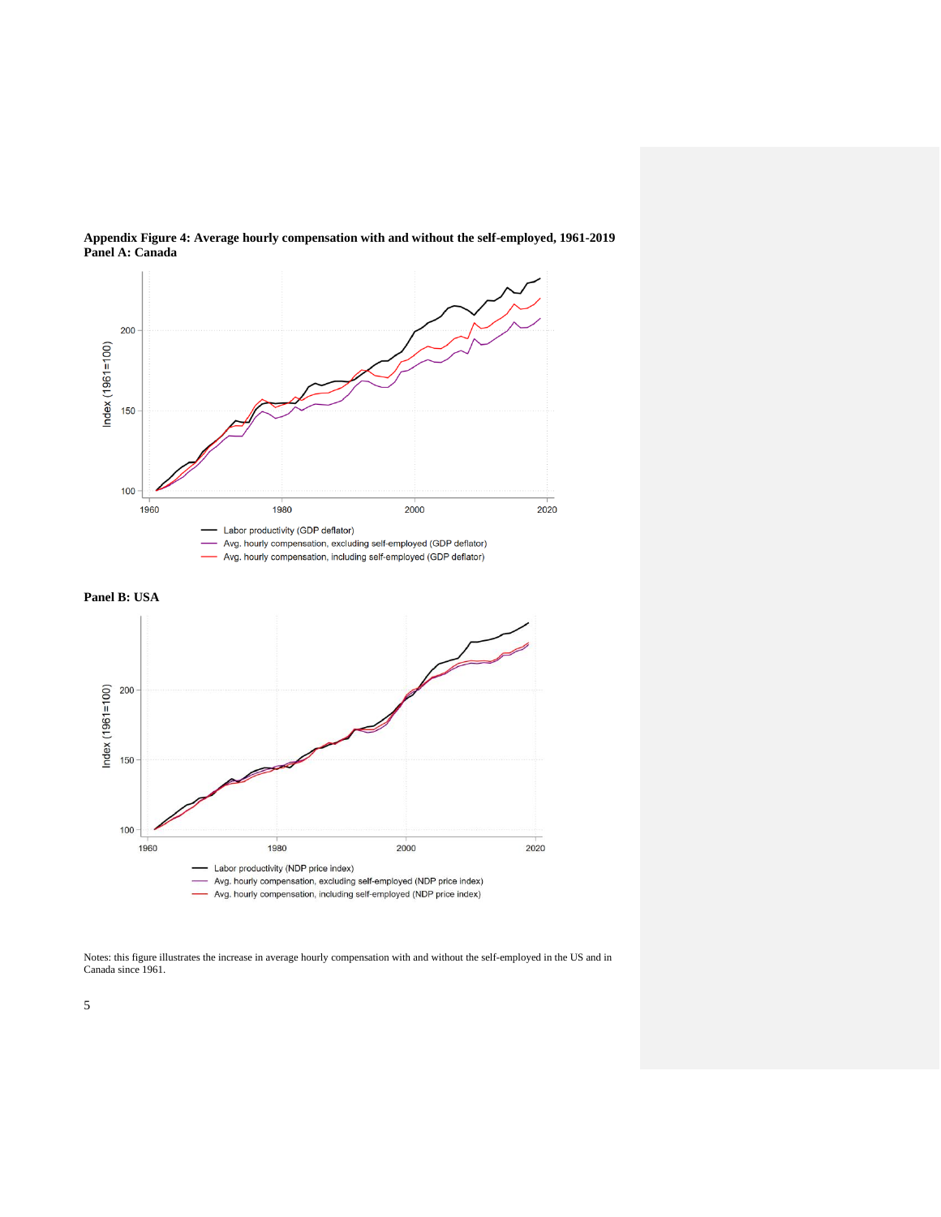**Appendix Figure 4: Average hourly compensation with and without the self-employed, 1961-2019**
**Panel A: Canada**

**Panel B: USA**

Notes: this figure illustrates the increase in average hourly compensation with and without the self-employed in the US and in Canada since 1961.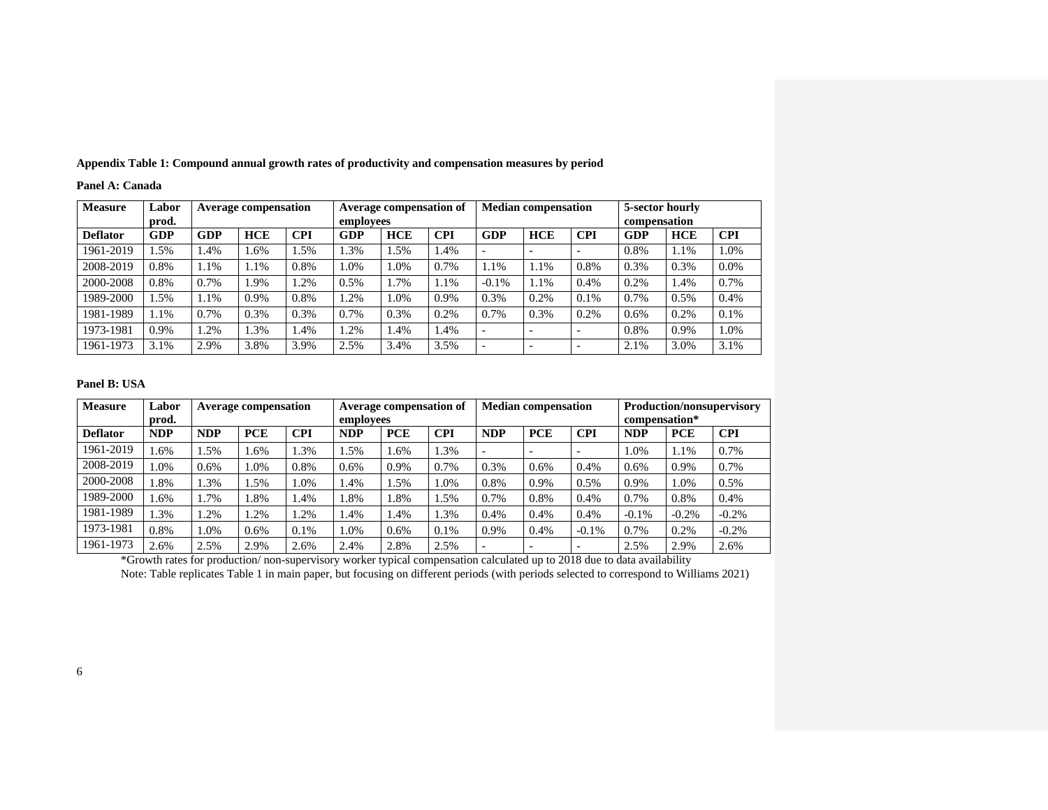**Appendix Table 1: Compound annual growth rates of productivity and compensation measures by period**

**Panel A: Canada**

| Measure | Labor prod. | Average compensation | | | Average compensation of employees | | | Median compensation | | | 5-sector hourly compensation | | |
|---|---|---|---|---|---|---|---|---|---|---|---|---|---|
| **Deflator** | **GDP** | **GDP** | **HCE** | **CPI** | **GDP** | **HCE** | **CPI** | **GDP** | **HCE** | **CPI** | **GDP** | **HCE** | **CPI** |
| 1961-2019 | 1.5% | 1.4% | 1.6% | 1.5% | 1.3% | 1.5% | 1.4% | - | - | - | 0.8% | 1.1% | 1.0% |
| 2008-2019 | 0.8% | 1.1% | 1.1% | 0.8% | 1.0% | 1.0% | 0.7% | 1.1% | 1.1% | 0.8% | 0.3% | 0.3% | 0.0% |
| 2000-2008 | 0.8% | 0.7% | 1.9% | 1.2% | 0.5% | 1.7% | 1.1% | -0.1% | 1.1% | 0.4% | 0.2% | 1.4% | 0.7% |
| 1989-2000 | 1.5% | 1.1% | 0.9% | 0.8% | 1.2% | 1.0% | 0.9% | 0.3% | 0.2% | 0.1% | 0.7% | 0.5% | 0.4% |
| 1981-1989 | 1.1% | 0.7% | 0.3% | 0.3% | 0.7% | 0.3% | 0.2% | 0.7% | 0.3% | 0.2% | 0.6% | 0.2% | 0.1% |
| 1973-1981 | 0.9% | 1.2% | 1.3% | 1.4% | 1.2% | 1.4% | 1.4% | - | - | - | 0.8% | 0.9% | 1.0% |
| 1961-1973 | 3.1% | 2.9% | 3.8% | 3.9% | 2.5% | 3.4% | 3.5% | - | - | - | 2.1% | 3.0% | 3.1% |

**Panel B: USA**

| Measure | Labor prod. | Average compensation | | | Average compensation of employees | | | Median compensation | | | Production/nonsupervisory compensation* | | |
|---|---|---|---|---|---|---|---|---|---|---|---|---|---|
| **Deflator** | **NDP** | **NDP** | **PCE** | **CPI** | **NDP** | **PCE** | **CPI** | **NDP** | **PCE** | **CPI** | **NDP** | **PCE** | **CPI** |
| 1961-2019 | 1.6% | 1.5% | 1.6% | 1.3% | 1.5% | 1.6% | 1.3% | - | - | - | 1.0% | 1.1% | 0.7% |
| 2008-2019 | 1.0% | 0.6% | 1.0% | 0.8% | 0.6% | 0.9% | 0.7% | 0.3% | 0.6% | 0.4% | 0.6% | 0.9% | 0.7% |
| 2000-2008 | 1.8% | 1.3% | 1.5% | 1.0% | 1.4% | 1.5% | 1.0% | 0.8% | 0.9% | 0.5% | 0.9% | 1.0% | 0.5% |
| 1989-2000 | 1.6% | 1.7% | 1.8% | 1.4% | 1.8% | 1.8% | 1.5% | 0.7% | 0.8% | 0.4% | 0.7% | 0.8% | 0.4% |
| 1981-1989 | 1.3% | 1.2% | 1.2% | 1.2% | 1.4% | 1.4% | 1.3% | 0.4% | 0.4% | 0.4% | -0.1% | -0.2% | -0.2% |
| 1973-1981 | 0.8% | 1.0% | 0.6% | 0.1% | 1.0% | 0.6% | 0.1% | 0.9% | 0.4% | -0.1% | 0.7% | 0.2% | -0.2% |
| 1961-1973 | 2.6% | 2.5% | 2.9% | 2.6% | 2.4% | 2.8% | 2.5% | - | - | - | 2.5% | 2.9% | 2.6% |

*Growth rates for production/ non-supervisory worker typical compensation calculated up to 2018 due to data availability

Note: Table replicates Table 1 in main paper, but focusing on different periods (with periods selected to correspond to Williams 2021)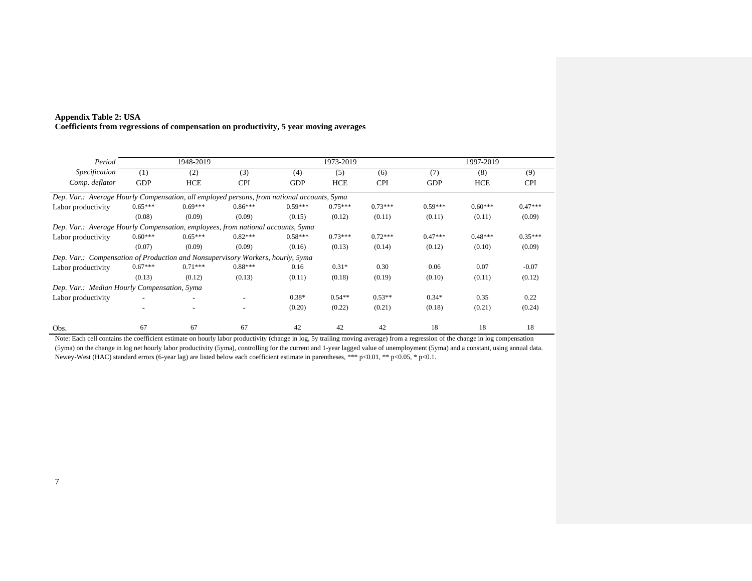**Appendix Table 2: USA**
**Coefficients from regressions of compensation on productivity, 5 year moving averages**

| *Period* | 1948-2019 | | | 1973-2019 | | | 1997-2019 | | |
|---|---|---|---|---|---|---|---|---|---|
| *Specification* | (1) | (2) | (3) | (4) | (5) | (6) | (7) | (8) | (9) |
| *Comp. deflator* | GDP | HCE | CPI | GDP | HCE | CPI | GDP | HCE | CPI |
| *Dep. Var.: Average Hourly Compensation, all employed persons, from national accounts, 5yma* | | | | | | | | | |
| Labor productivity | 0.65*** | 0.69*** | 0.86*** | 0.59*** | 0.75*** | 0.73*** | 0.59*** | 0.60*** | 0.47*** |
| | (0.08) | (0.09) | (0.09) | (0.15) | (0.12) | (0.11) | (0.11) | (0.11) | (0.09) |
| *Dep. Var.: Average Hourly Compensation, employees, from national accounts, 5yma* | | | | | | | | | |
| Labor productivity | 0.60*** | 0.65*** | 0.82*** | 0.58*** | 0.73*** | 0.72*** | 0.47*** | 0.48*** | 0.35*** |
| | (0.07) | (0.09) | (0.09) | (0.16) | (0.13) | (0.14) | (0.12) | (0.10) | (0.09) |
| *Dep. Var.: Compensation of Production and Nonsupervisory Workers, hourly, 5yma* | | | | | | | | | |
| Labor productivity | 0.67*** | 0.71*** | 0.88*** | 0.16 | 0.31* | 0.30 | 0.06 | 0.07 | -0.07 |
| | (0.13) | (0.12) | (0.13) | (0.11) | (0.18) | (0.19) | (0.10) | (0.11) | (0.12) |
| *Dep. Var.: Median Hourly Compensation, 5yma* | | | | | | | | | |
| Labor productivity | - | - | - | 0.38* | 0.54** | 0.53** | 0.34* | 0.35 | 0.22 |
| | - | - | - | (0.20) | (0.22) | (0.21) | (0.18) | (0.21) | (0.24) |
| Obs. | 67 | 67 | 67 | 42 | 42 | 42 | 18 | 18 | 18 |

Note: Each cell contains the coefficient estimate on hourly labor productivity (change in log, 5y trailing moving average) from a regression of the change in log compensation (5yma) on the change in log net hourly labor productivity (5yma), controlling for the current and 1-year lagged value of unemployment (5yma) and a constant, using annual data. Newey-West (HAC) standard errors (6-year lag) are listed below each coefficient estimate in parentheses, *** p<0.01, ** p<0.05, * p<0.1.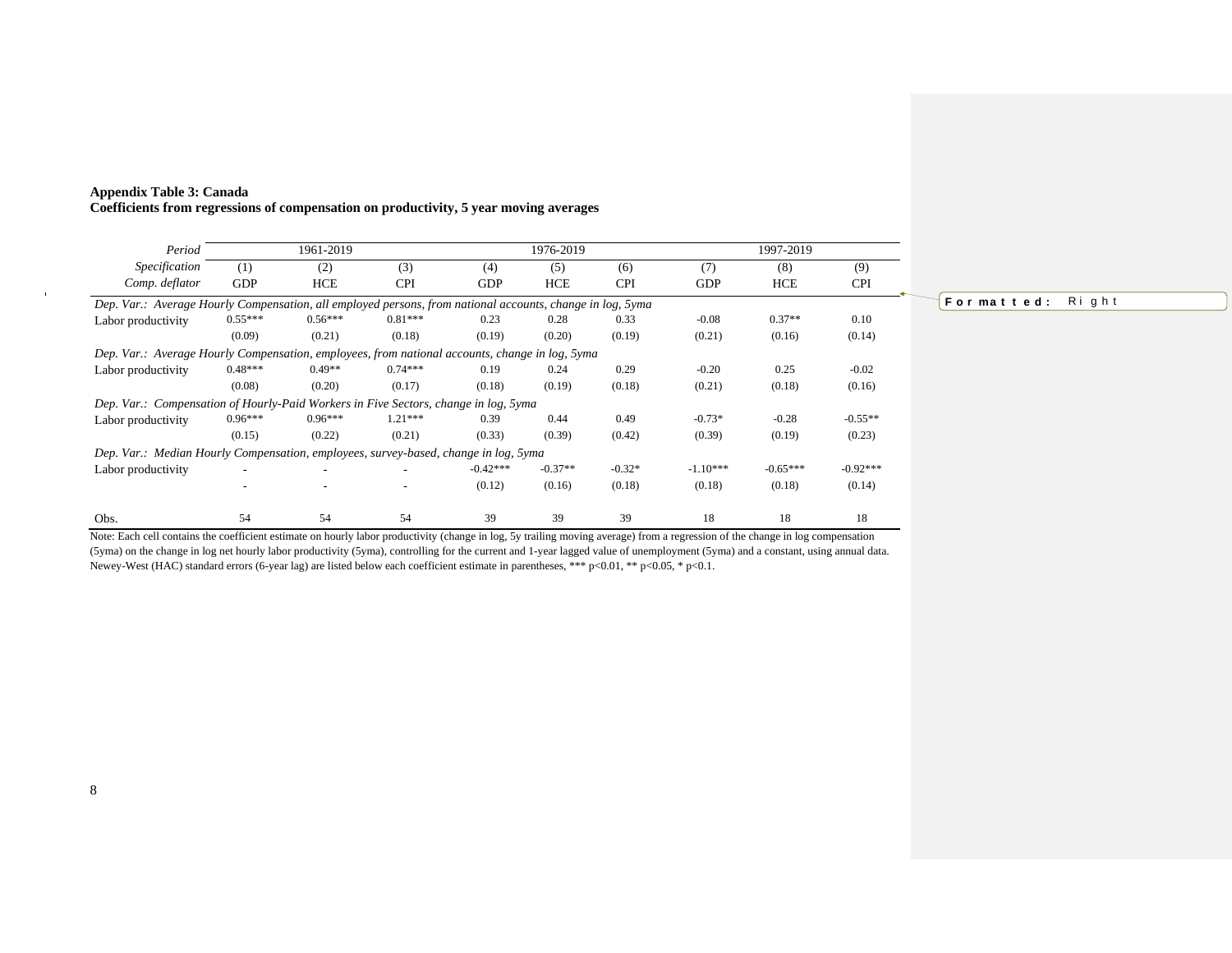**Appendix Table 3: Canada**
**Coefficients from regressions of compensation on productivity, 5 year moving averages**

| *Period* | 1961-2019 | | | 1976-2019 | | | 1997-2019 | | |
|---|---|---|---|---|---|---|---|---|---|
| *Specification* | (1) | (2) | (3) | (4) | (5) | (6) | (7) | (8) | (9) |
| *Comp. deflator* | GDP | HCE | CPI | GDP | HCE | CPI | GDP | HCE | CPI |
| *Dep. Var.: Average Hourly Compensation, all employed persons, from national accounts, change in log, 5yma* | | | | | | | | | |
| Labor productivity | 0.55*** | 0.56*** | 0.81*** | 0.23 | 0.28 | 0.33 | -0.08 | 0.37** | 0.10 |
| | (0.09) | (0.21) | (0.18) | (0.19) | (0.20) | (0.19) | (0.21) | (0.16) | (0.14) |
| *Dep. Var.: Average Hourly Compensation, employees, from national accounts, change in log, 5yma* | | | | | | | | | |
| Labor productivity | 0.48*** | 0.49** | 0.74*** | 0.19 | 0.24 | 0.29 | -0.20 | 0.25 | -0.02 |
| | (0.08) | (0.20) | (0.17) | (0.18) | (0.19) | (0.18) | (0.21) | (0.18) | (0.16) |
| *Dep. Var.: Compensation of Hourly-Paid Workers in Five Sectors, change in log, 5yma* | | | | | | | | | |
| Labor productivity | 0.96*** | 0.96*** | 1.21*** | 0.39 | 0.44 | 0.49 | -0.73* | -0.28 | -0.55** |
| | (0.15) | (0.22) | (0.21) | (0.33) | (0.39) | (0.42) | (0.39) | (0.19) | (0.23) |
| *Dep. Var.: Median Hourly Compensation, employees, survey-based, change in log, 5yma* | | | | | | | | | |
| Labor productivity | - | - | - | -0.42*** | -0.37** | -0.32* | -1.10*** | -0.65*** | -0.92*** |
| | - | - | - | (0.12) | (0.16) | (0.18) | (0.18) | (0.18) | (0.14) |
| Obs. | 54 | 54 | 54 | 39 | 39 | 39 | 18 | 18 | 18 |

Note: Each cell contains the coefficient estimate on hourly labor productivity (change in log, 5y trailing moving average) from a regression of the change in log compensation (5yma) on the change in log net hourly labor productivity (5yma), controlling for the current and 1-year lagged value of unemployment (5yma) and a constant, using annual data. Newey-West (HAC) standard errors (6-year lag) are listed below each coefficient estimate in parentheses, *** p<0.01, ** p<0.05, * p<0.1.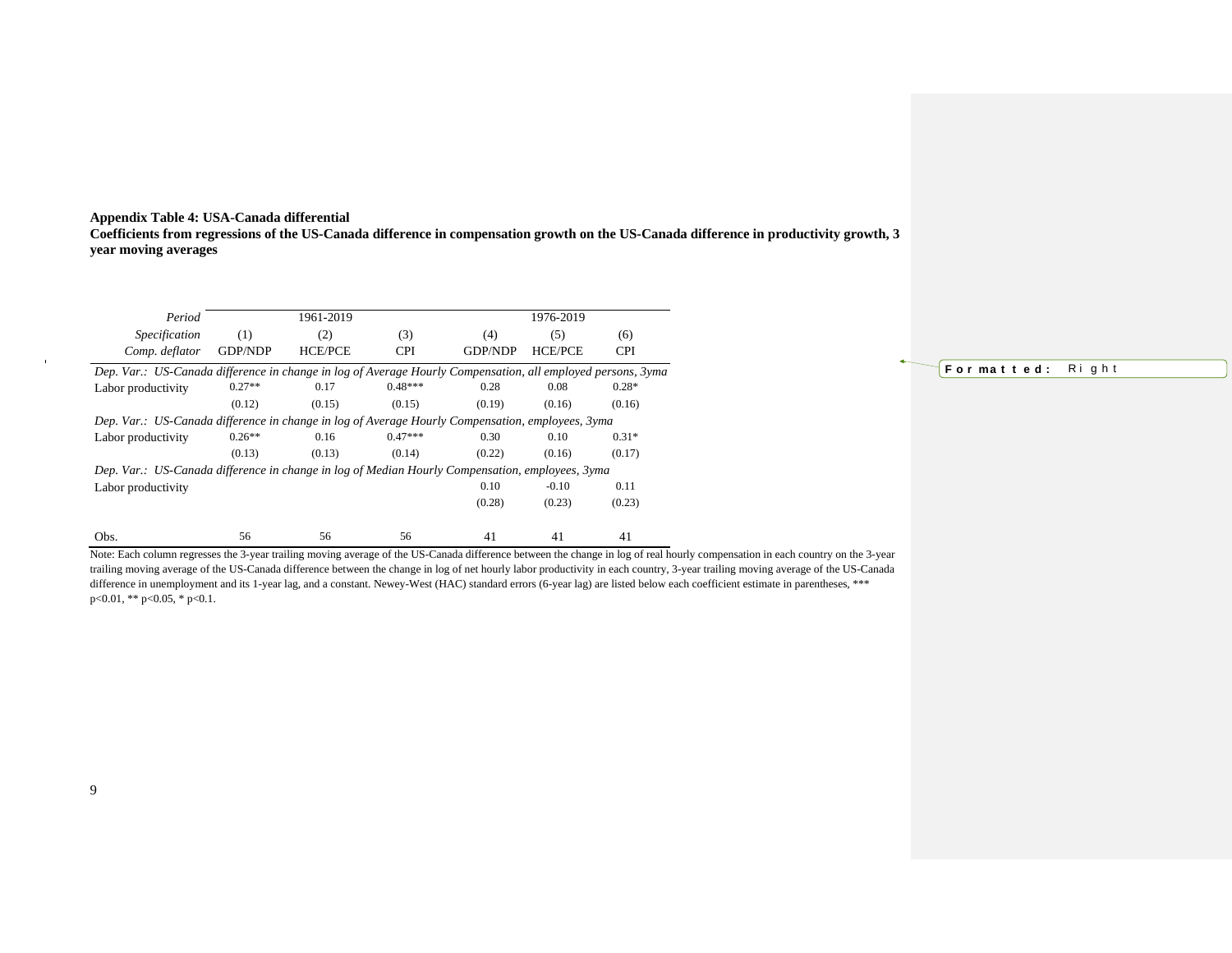**Appendix Table 4: USA-Canada differential**
**Coefficients from regressions of the US-Canada difference in compensation growth on the US-Canada difference in productivity growth, 3 year moving averages**

| *Period* | 1961-2019 | | | 1976-2019 | | |
|---|---|---|---|---|---|---|
| *Specification* | (1) | (2) | (3) | (4) | (5) | (6) |
| *Comp. deflator* | GDP/NDP | HCE/PCE | CPI | GDP/NDP | HCE/PCE | CPI |
| *Dep. Var.: US-Canada difference in change in log of Average Hourly Compensation, all employed persons, 3yma* | | | | | | |
| Labor productivity | 0.27** | 0.17 | 0.48*** | 0.28 | 0.08 | 0.28* |
| | (0.12) | (0.15) | (0.15) | (0.19) | (0.16) | (0.16) |
| *Dep. Var.: US-Canada difference in change in log of Average Hourly Compensation, employees, 3yma* | | | | | | |
| Labor productivity | 0.26** | 0.16 | 0.47*** | 0.30 | 0.10 | 0.31* |
| | (0.13) | (0.13) | (0.14) | (0.22) | (0.16) | (0.17) |
| *Dep. Var.: US-Canada difference in change in log of Median Hourly Compensation, employees, 3yma* | | | | | | |
| Labor productivity | | | | 0.10 | -0.10 | 0.11 |
| | | | | (0.28) | (0.23) | (0.23) |
| Obs. | 56 | 56 | 56 | 41 | 41 | 41 |

Note: Each column regresses the 3-year trailing moving average of the US-Canada difference between the change in log of real hourly compensation in each country on the 3-year trailing moving average of the US-Canada difference between the change in log of net hourly labor productivity in each country, 3-year trailing moving average of the US-Canada difference in unemployment and its 1-year lag, and a constant. Newey-West (HAC) standard errors (6-year lag) are listed below each coefficient estimate in parentheses, *** $p<0.01$, ** $p<0.05$, * $p<0.1$.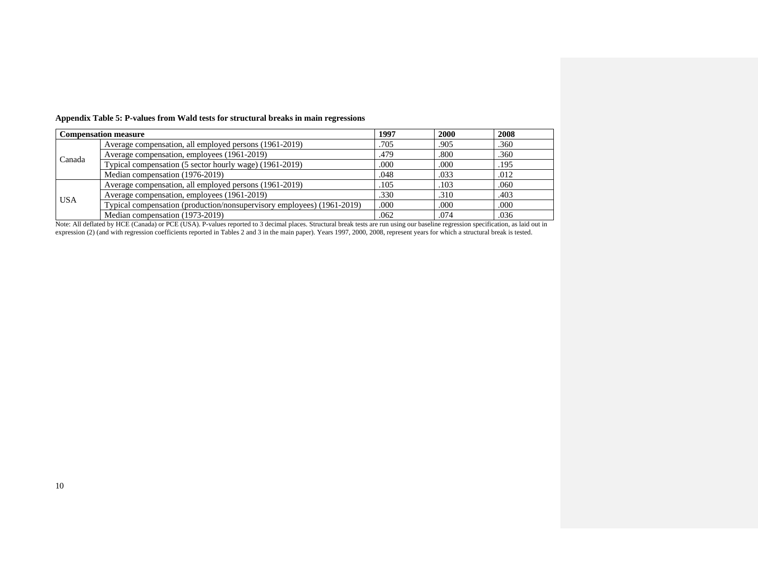**Appendix Table 5: P-values from Wald tests for structural breaks in main regressions**

| Compensation measure | | 1997 | 2000 | 2008 |
|---|---|---|---|---|
| Canada | Average compensation, all employed persons (1961-2019) | .705 | .905 | .360 |
| | Average compensation, employees (1961-2019) | .479 | .800 | .360 |
| | Typical compensation (5 sector hourly wage) (1961-2019) | .000 | .000 | .195 |
| | Median compensation (1976-2019) | .048 | .033 | .012 |
| USA | Average compensation, all employed persons (1961-2019) | .105 | .103 | .060 |
| | Average compensation, employees (1961-2019) | .330 | .310 | .403 |
| | Typical compensation (production/nonsupervisory employees) (1961-2019) | .000 | .000 | .000 |
| | Median compensation (1973-2019) | .062 | .074 | .036 |

Note: All deflated by HCE (Canada) or PCE (USA). P-values reported to 3 decimal places. Structural break tests are run using our baseline regression specification, as laid out in expression (2) (and with regression coefficients reported in Tables 2 and 3 in the main paper). Years 1997, 2000, 2008, represent years for which a structural break is tested.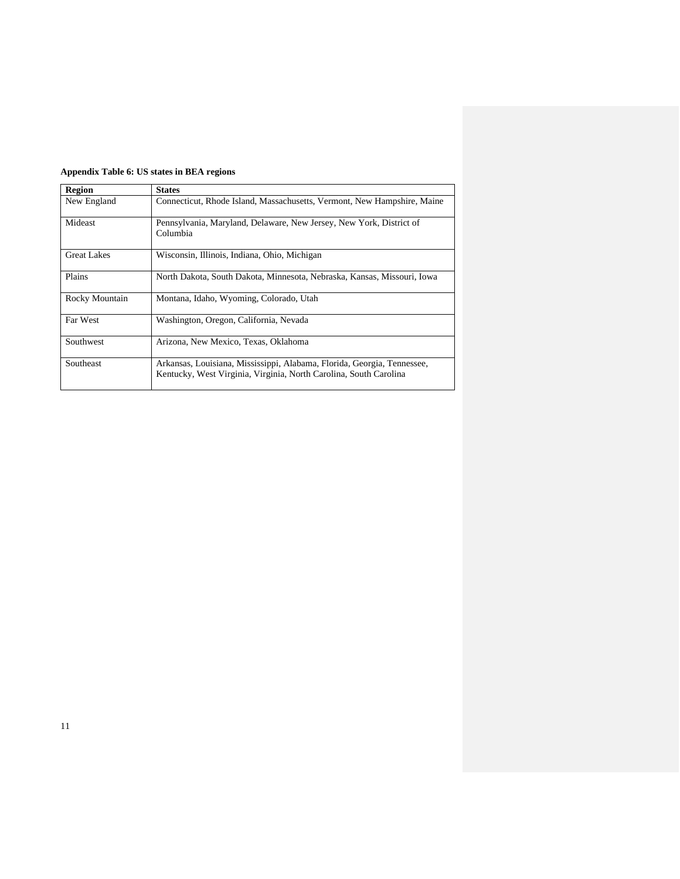**Appendix Table 6: US states in BEA regions**

| Region | States |
|---|---|
| New England | Connecticut, Rhode Island, Massachusetts, Vermont, New Hampshire, Maine |
| Mideast | Pennsylvania, Maryland, Delaware, New Jersey, New York, District of Columbia |
| Great Lakes | Wisconsin, Illinois, Indiana, Ohio, Michigan |
| Plains | North Dakota, South Dakota, Minnesota, Nebraska, Kansas, Missouri, Iowa |
| Rocky Mountain | Montana, Idaho, Wyoming, Colorado, Utah |
| Far West | Washington, Oregon, California, Nevada |
| Southwest | Arizona, New Mexico, Texas, Oklahoma |
| Southeast | Arkansas, Louisiana, Mississippi, Alabama, Florida, Georgia, Tennessee, Kentucky, West Virginia, Virginia, North Carolina, South Carolina |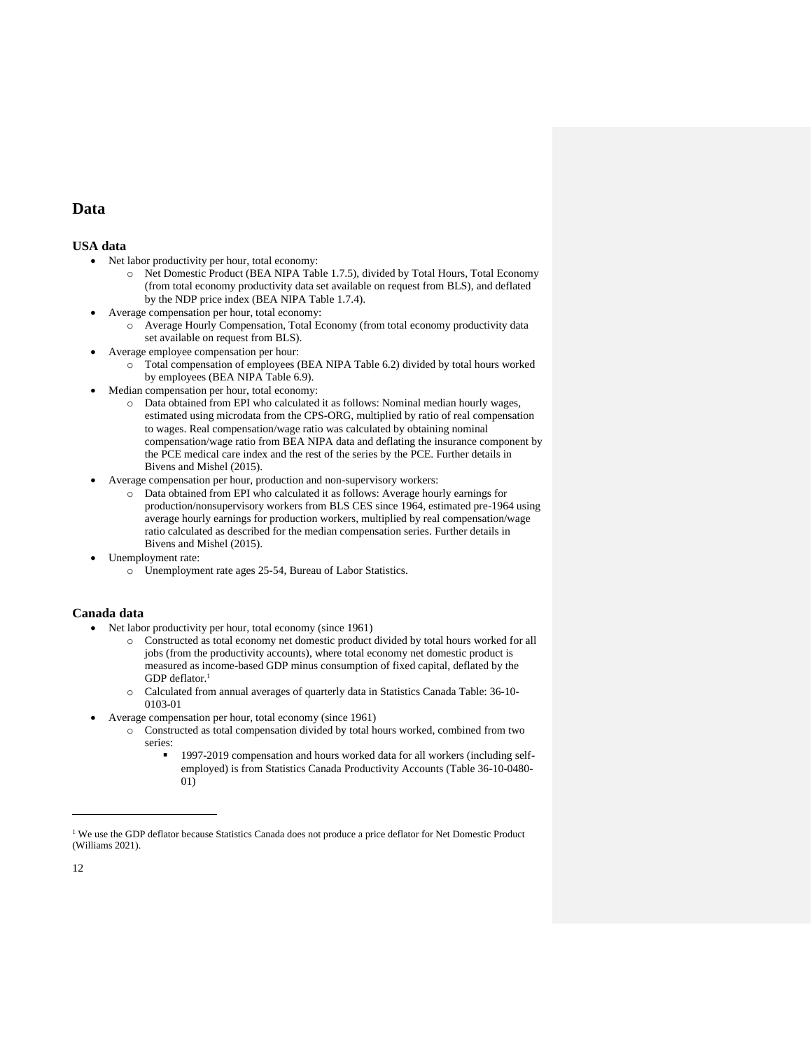# Data

## USA data

- Net labor productivity per hour, total economy:
  - Net Domestic Product (BEA NIPA Table 1.7.5), divided by Total Hours, Total Economy (from total economy productivity data set available on request from BLS), and deflated by the NDP price index (BEA NIPA Table 1.7.4).
- Average compensation per hour, total economy:
  - Average Hourly Compensation, Total Economy (from total economy productivity data set available on request from BLS).
- Average employee compensation per hour:
  - Total compensation of employees (BEA NIPA Table 6.2) divided by total hours worked by employees (BEA NIPA Table 6.9).
- Median compensation per hour, total economy:
  - Data obtained from EPI who calculated it as follows: Nominal median hourly wages, estimated using microdata from the CPS-ORG, multiplied by ratio of real compensation to wages. Real compensation/wage ratio was calculated by obtaining nominal compensation/wage ratio from BEA NIPA data and deflating the insurance component by the PCE medical care index and the rest of the series by the PCE. Further details in Bivens and Mishel (2015).
- Average compensation per hour, production and non-supervisory workers:
  - Data obtained from EPI who calculated it as follows: Average hourly earnings for production/nonsupervisory workers from BLS CES since 1964, estimated pre-1964 using average hourly earnings for production workers, multiplied by real compensation/wage ratio calculated as described for the median compensation series. Further details in Bivens and Mishel (2015).
- Unemployment rate:
  - Unemployment rate ages 25-54, Bureau of Labor Statistics.

## Canada data

- Net labor productivity per hour, total economy (since 1961)
  - Constructed as total economy net domestic product divided by total hours worked for all jobs (from the productivity accounts), where total economy net domestic product is measured as income-based GDP minus consumption of fixed capital, deflated by the GDP deflator.[1]
  - Calculated from annual averages of quarterly data in Statistics Canada Table: 36-10-0103-01
- Average compensation per hour, total economy (since 1961)
  - Constructed as total compensation divided by total hours worked, combined from two series:
    - 1997-2019 compensation and hours worked data for all workers (including self-employed) is from Statistics Canada Productivity Accounts (Table 36-10-0480-01)

[1] We use the GDP deflator because Statistics Canada does not produce a price deflator for Net Domestic Product (Williams 2021).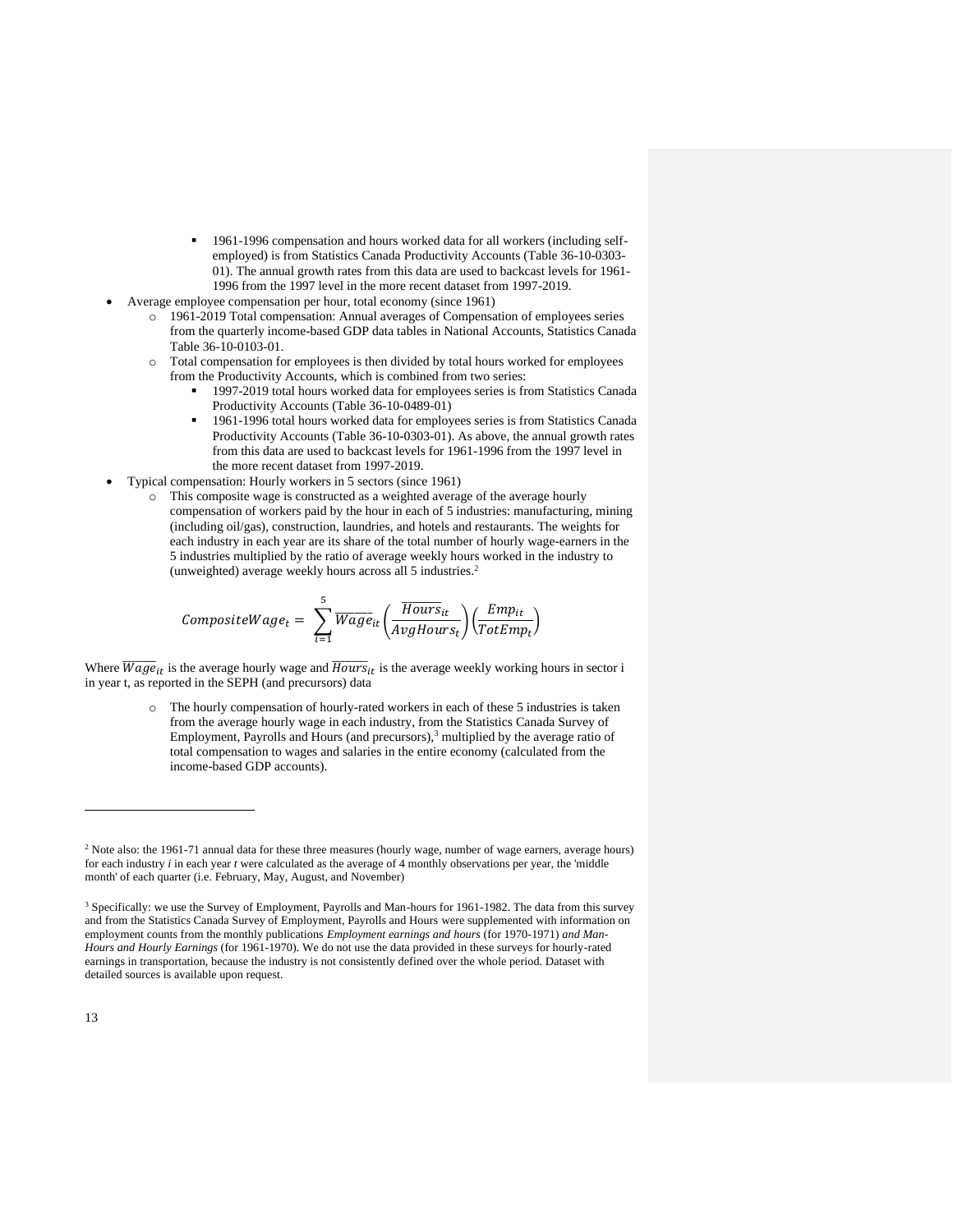- 1961-1996 compensation and hours worked data for all workers (including self-employed) is from Statistics Canada Productivity Accounts (Table 36-10-0303-01). The annual growth rates from this data are used to backcast levels for 1961-1996 from the 1997 level in the more recent dataset from 1997-2019.
- Average employee compensation per hour, total economy (since 1961)
    - 1961-2019 Total compensation: Annual averages of Compensation of employees series from the quarterly income-based GDP data tables in National Accounts, Statistics Canada Table 36-10-0103-01.
    - Total compensation for employees is then divided by total hours worked for employees from the Productivity Accounts, which is combined from two series:
        - 1997-2019 total hours worked data for employees series is from Statistics Canada Productivity Accounts (Table 36-10-0489-01)
        - 1961-1996 total hours worked data for employees series is from Statistics Canada Productivity Accounts (Table 36-10-0303-01). As above, the annual growth rates from this data are used to backcast levels for 1961-1996 from the 1997 level in the more recent dataset from 1997-2019.
- Typical compensation: Hourly workers in 5 sectors (since 1961)
    - This composite wage is constructed as a weighted average of the average hourly compensation of workers paid by the hour in each of 5 industries: manufacturing, mining (including oil/gas), construction, laundries, and hotels and restaurants. The weights for each industry in each year are its share of the total number of hourly wage-earners in the 5 industries multiplied by the ratio of average weekly hours worked in the industry to (unweighted) average weekly hours across all 5 industries.[2]

$$CompositeWage_t = \sum_{i=1}^{5} \overline{Wage}_{it} \left( \frac{\overline{Hours}_{it}}{AvgHours_t} \right) \left( \frac{Emp_{it}}{TotEmp_t} \right)$$

Where $\overline{Wage}_{it}$ is the average hourly wage and $\overline{Hours}_{it}$ is the average weekly working hours in sector i in year t, as reported in the SEPH (and precursors) data

    - The hourly compensation of hourly-rated workers in each of these 5 industries is taken from the average hourly wage in each industry, from the Statistics Canada Survey of Employment, Payrolls and Hours (and precursors),[3] multiplied by the average ratio of total compensation to wages and salaries in the entire economy (calculated from the income-based GDP accounts).

---

[2] Note also: the 1961-71 annual data for these three measures (hourly wage, number of wage earners, average hours) for each industry *i* in each year *t* were calculated as the average of 4 monthly observations per year, the 'middle month' of each quarter (i.e. February, May, August, and November)

[3] Specifically: we use the Survey of Employment, Payrolls and Man-hours for 1961-1982. The data from this survey and from the Statistics Canada Survey of Employment, Payrolls and Hours were supplemented with information on employment counts from the monthly publications *Employment earnings and hours* (for 1970-1971) *and Man-Hours and Hourly Earnings* (for 1961-1970). We do not use the data provided in these surveys for hourly-rated earnings in transportation, because the industry is not consistently defined over the whole period. Dataset with detailed sources is available upon request.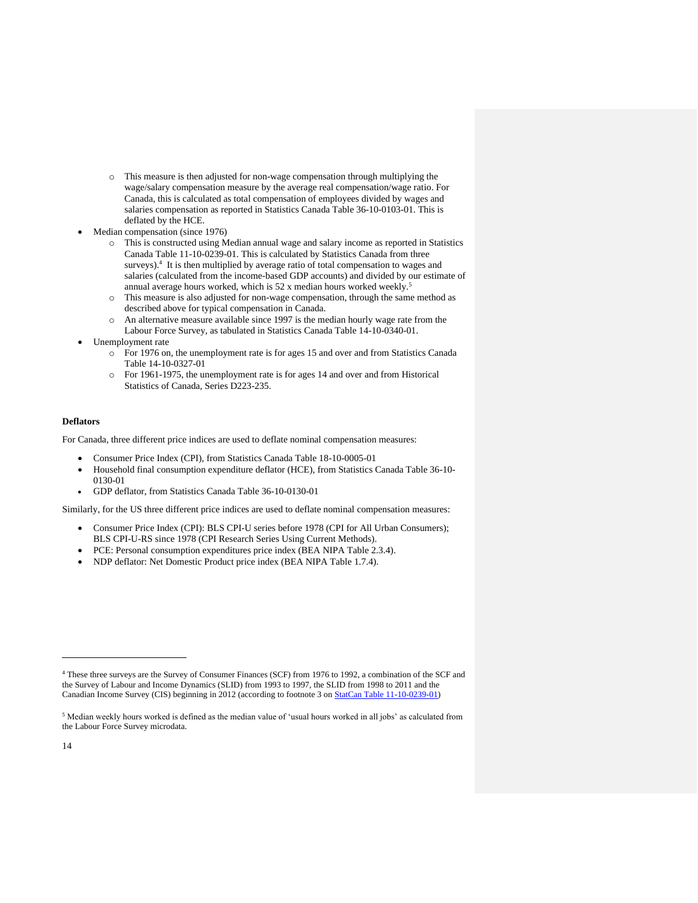- This measure is then adjusted for non-wage compensation through multiplying the wage/salary compensation measure by the average real compensation/wage ratio. For Canada, this is calculated as total compensation of employees divided by wages and salaries compensation as reported in Statistics Canada Table 36-10-0103-01. This is deflated by the HCE.
- Median compensation (since 1976)
  - This is constructed using Median annual wage and salary income as reported in Statistics Canada Table 11-10-0239-01. This is calculated by Statistics Canada from three surveys).[4] It is then multiplied by average ratio of total compensation to wages and salaries (calculated from the income-based GDP accounts) and divided by our estimate of annual average hours worked, which is 52 x median hours worked weekly.[5]
  - This measure is also adjusted for non-wage compensation, through the same method as described above for typical compensation in Canada.
  - An alternative measure available since 1997 is the median hourly wage rate from the Labour Force Survey, as tabulated in Statistics Canada Table 14-10-0340-01.
- Unemployment rate
  - For 1976 on, the unemployment rate is for ages 15 and over and from Statistics Canada Table 14-10-0327-01
  - For 1961-1975, the unemployment rate is for ages 14 and over and from Historical Statistics of Canada, Series D223-235.

**Deflators**

For Canada, three different price indices are used to deflate nominal compensation measures:

- Consumer Price Index (CPI), from Statistics Canada Table 18-10-0005-01
- Household final consumption expenditure deflator (HCE), from Statistics Canada Table 36-10-0130-01
- GDP deflator, from Statistics Canada Table 36-10-0130-01

Similarly, for the US three different price indices are used to deflate nominal compensation measures:

- Consumer Price Index (CPI): BLS CPI-U series before 1978 (CPI for All Urban Consumers); BLS CPI-U-RS since 1978 (CPI Research Series Using Current Methods).
- PCE: Personal consumption expenditures price index (BEA NIPA Table 2.3.4).
- NDP deflator: Net Domestic Product price index (BEA NIPA Table 1.7.4).

---

[4] These three surveys are the Survey of Consumer Finances (SCF) from 1976 to 1992, a combination of the SCF and the Survey of Labour and Income Dynamics (SLID) from 1993 to 1997, the SLID from 1998 to 2011 and the Canadian Income Survey (CIS) beginning in 2012 (according to footnote 3 on StatCan Table 11-10-0239-01)

[5] Median weekly hours worked is defined as the median value of 'usual hours worked in all jobs' as calculated from the Labour Force Survey microdata.